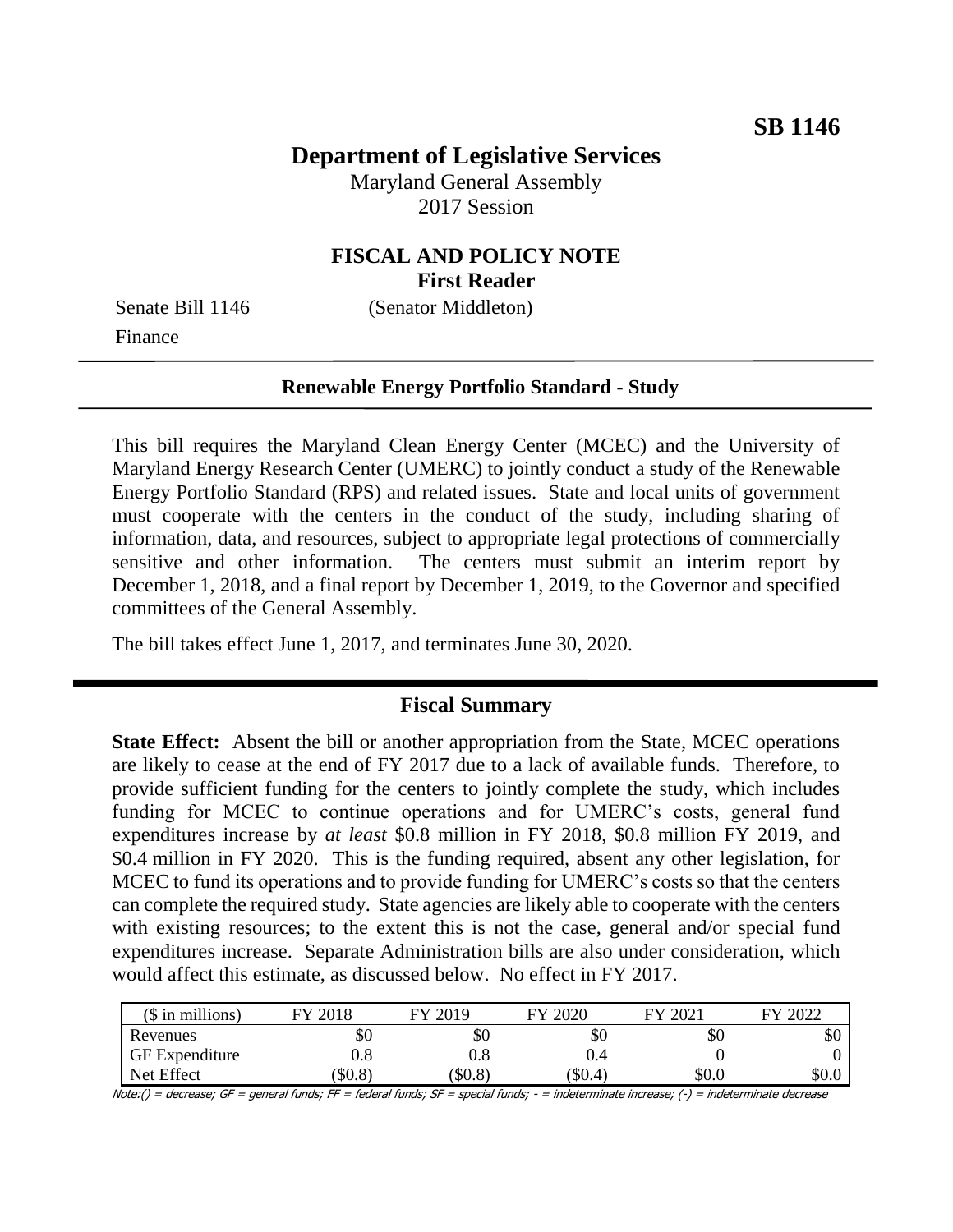**SB 1146**

# Department of Legislative Services

Maryland General Assembly
2017 Session

## FISCAL AND POLICY NOTE
**First Reader**

Senate Bill 1146 (Senator Middleton)
Finance

**Renewable Energy Portfolio Standard - Study**

This bill requires the Maryland Clean Energy Center (MCEC) and the University of Maryland Energy Research Center (UMERC) to jointly conduct a study of the Renewable Energy Portfolio Standard (RPS) and related issues. State and local units of government must cooperate with the centers in the conduct of the study, including sharing of information, data, and resources, subject to appropriate legal protections of commercially sensitive and other information. The centers must submit an interim report by December 1, 2018, and a final report by December 1, 2019, to the Governor and specified committees of the General Assembly.

The bill takes effect June 1, 2017, and terminates June 30, 2020.

## Fiscal Summary

**State Effect:** Absent the bill or another appropriation from the State, MCEC operations are likely to cease at the end of FY 2017 due to a lack of available funds. Therefore, to provide sufficient funding for the centers to jointly complete the study, which includes funding for MCEC to continue operations and for UMERC's costs, general fund expenditures increase by *at least* \$0.8 million in FY 2018, \$0.8 million FY 2019, and \$0.4 million in FY 2020. This is the funding required, absent any other legislation, for MCEC to fund its operations and to provide funding for UMERC's costs so that the centers can complete the required study. State agencies are likely able to cooperate with the centers with existing resources; to the extent this is not the case, general and/or special fund expenditures increase. Separate Administration bills are also under consideration, which would affect this estimate, as discussed below. No effect in FY 2017.

| (\$ in millions) | FY 2018 | FY 2019 | FY 2020 | FY 2021 | FY 2022 |
|---|---|---|---|---|---|
| Revenues | \$0 | \$0 | \$0 | \$0 | \$0 |
| GF Expenditure | 0.8 | 0.8 | 0.4 | 0 | 0 |
| Net Effect | (\$0.8) | (\$0.8) | (\$0.4) | \$0.0 | \$0.0 |

Note:() = decrease; GF = general funds; FF = federal funds; SF = special funds; - = indeterminate increase; (-) = indeterminate decrease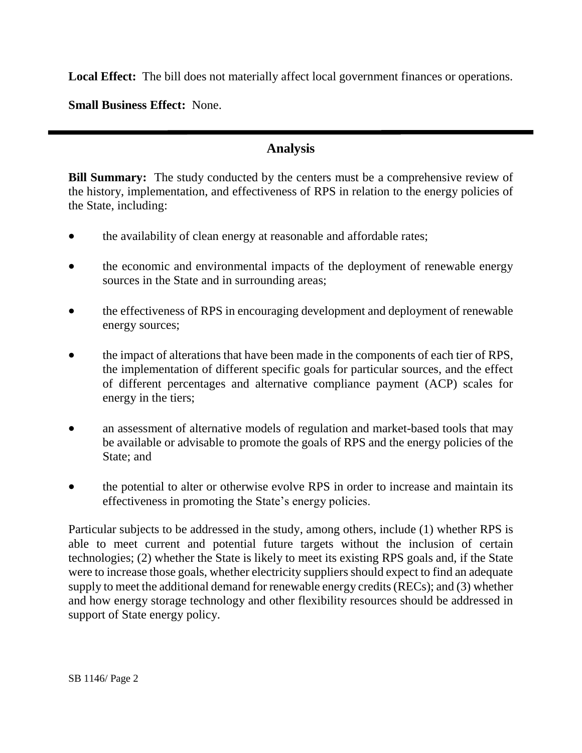**Local Effect:** The bill does not materially affect local government finances or operations.

**Small Business Effect:** None.

## Analysis

**Bill Summary:** The study conducted by the centers must be a comprehensive review of the history, implementation, and effectiveness of RPS in relation to the energy policies of the State, including:

- the availability of clean energy at reasonable and affordable rates;
- the economic and environmental impacts of the deployment of renewable energy sources in the State and in surrounding areas;
- the effectiveness of RPS in encouraging development and deployment of renewable energy sources;
- the impact of alterations that have been made in the components of each tier of RPS, the implementation of different specific goals for particular sources, and the effect of different percentages and alternative compliance payment (ACP) scales for energy in the tiers;
- an assessment of alternative models of regulation and market-based tools that may be available or advisable to promote the goals of RPS and the energy policies of the State; and
- the potential to alter or otherwise evolve RPS in order to increase and maintain its effectiveness in promoting the State's energy policies.

Particular subjects to be addressed in the study, among others, include (1) whether RPS is able to meet current and potential future targets without the inclusion of certain technologies; (2) whether the State is likely to meet its existing RPS goals and, if the State were to increase those goals, whether electricity suppliers should expect to find an adequate supply to meet the additional demand for renewable energy credits (RECs); and (3) whether and how energy storage technology and other flexibility resources should be addressed in support of State energy policy.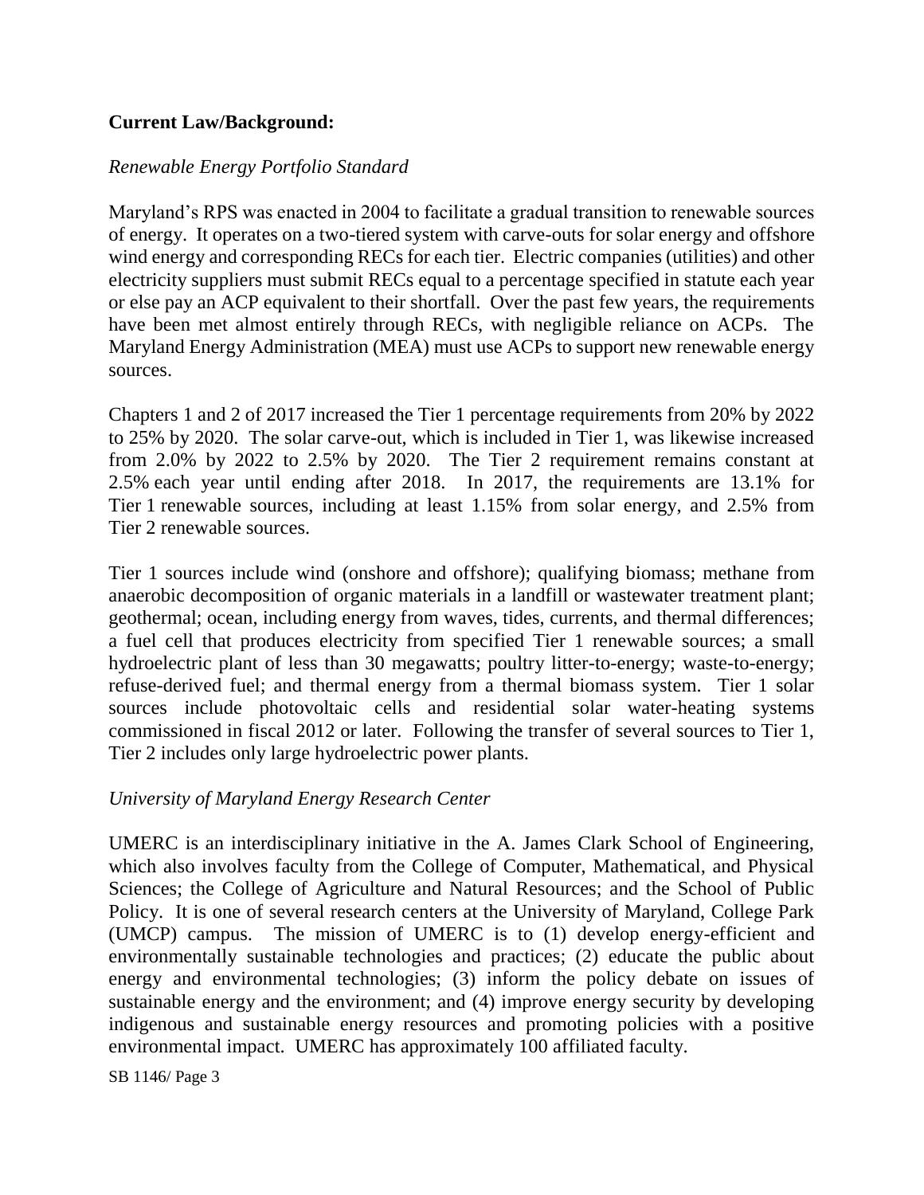**Current Law/Background:**

*Renewable Energy Portfolio Standard*

Maryland's RPS was enacted in 2004 to facilitate a gradual transition to renewable sources of energy. It operates on a two-tiered system with carve-outs for solar energy and offshore wind energy and corresponding RECs for each tier. Electric companies (utilities) and other electricity suppliers must submit RECs equal to a percentage specified in statute each year or else pay an ACP equivalent to their shortfall. Over the past few years, the requirements have been met almost entirely through RECs, with negligible reliance on ACPs. The Maryland Energy Administration (MEA) must use ACPs to support new renewable energy sources.

Chapters 1 and 2 of 2017 increased the Tier 1 percentage requirements from 20% by 2022 to 25% by 2020. The solar carve-out, which is included in Tier 1, was likewise increased from 2.0% by 2022 to 2.5% by 2020. The Tier 2 requirement remains constant at 2.5% each year until ending after 2018. In 2017, the requirements are 13.1% for Tier 1 renewable sources, including at least 1.15% from solar energy, and 2.5% from Tier 2 renewable sources.

Tier 1 sources include wind (onshore and offshore); qualifying biomass; methane from anaerobic decomposition of organic materials in a landfill or wastewater treatment plant; geothermal; ocean, including energy from waves, tides, currents, and thermal differences; a fuel cell that produces electricity from specified Tier 1 renewable sources; a small hydroelectric plant of less than 30 megawatts; poultry litter-to-energy; waste-to-energy; refuse-derived fuel; and thermal energy from a thermal biomass system. Tier 1 solar sources include photovoltaic cells and residential solar water-heating systems commissioned in fiscal 2012 or later. Following the transfer of several sources to Tier 1, Tier 2 includes only large hydroelectric power plants.

*University of Maryland Energy Research Center*

UMERC is an interdisciplinary initiative in the A. James Clark School of Engineering, which also involves faculty from the College of Computer, Mathematical, and Physical Sciences; the College of Agriculture and Natural Resources; and the School of Public Policy. It is one of several research centers at the University of Maryland, College Park (UMCP) campus. The mission of UMERC is to (1) develop energy-efficient and environmentally sustainable technologies and practices; (2) educate the public about energy and environmental technologies; (3) inform the policy debate on issues of sustainable energy and the environment; and (4) improve energy security by developing indigenous and sustainable energy resources and promoting policies with a positive environmental impact. UMERC has approximately 100 affiliated faculty.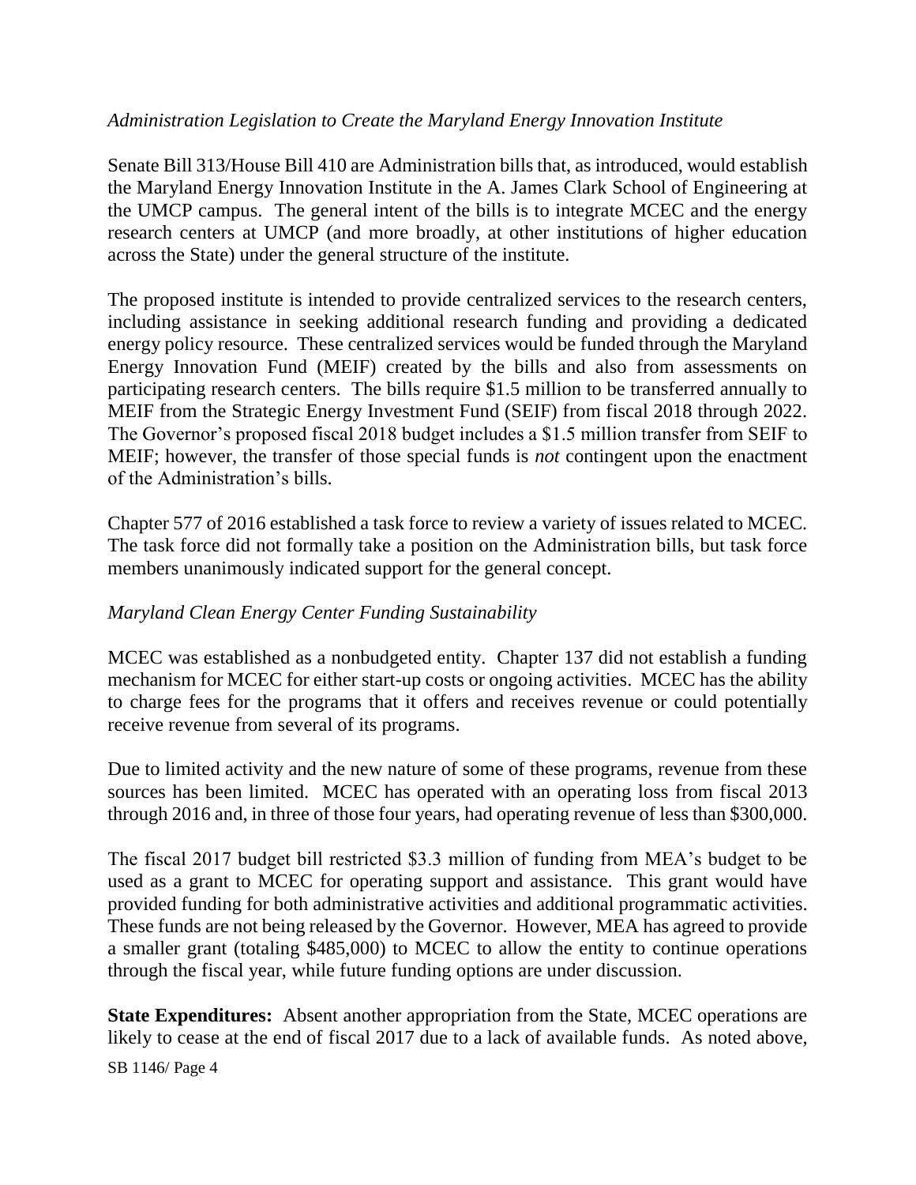*Administration Legislation to Create the Maryland Energy Innovation Institute*

Senate Bill 313/House Bill 410 are Administration bills that, as introduced, would establish the Maryland Energy Innovation Institute in the A. James Clark School of Engineering at the UMCP campus. The general intent of the bills is to integrate MCEC and the energy research centers at UMCP (and more broadly, at other institutions of higher education across the State) under the general structure of the institute.

The proposed institute is intended to provide centralized services to the research centers, including assistance in seeking additional research funding and providing a dedicated energy policy resource. These centralized services would be funded through the Maryland Energy Innovation Fund (MEIF) created by the bills and also from assessments on participating research centers. The bills require $1.5 million to be transferred annually to MEIF from the Strategic Energy Investment Fund (SEIF) from fiscal 2018 through 2022. The Governor's proposed fiscal 2018 budget includes a $1.5 million transfer from SEIF to MEIF; however, the transfer of those special funds is *not* contingent upon the enactment of the Administration's bills.

Chapter 577 of 2016 established a task force to review a variety of issues related to MCEC. The task force did not formally take a position on the Administration bills, but task force members unanimously indicated support for the general concept.

*Maryland Clean Energy Center Funding Sustainability*

MCEC was established as a nonbudgeted entity. Chapter 137 did not establish a funding mechanism for MCEC for either start-up costs or ongoing activities. MCEC has the ability to charge fees for the programs that it offers and receives revenue or could potentially receive revenue from several of its programs.

Due to limited activity and the new nature of some of these programs, revenue from these sources has been limited. MCEC has operated with an operating loss from fiscal 2013 through 2016 and, in three of those four years, had operating revenue of less than $300,000.

The fiscal 2017 budget bill restricted $3.3 million of funding from MEA's budget to be used as a grant to MCEC for operating support and assistance. This grant would have provided funding for both administrative activities and additional programmatic activities. These funds are not being released by the Governor. However, MEA has agreed to provide a smaller grant (totaling $485,000) to MCEC to allow the entity to continue operations through the fiscal year, while future funding options are under discussion.

**State Expenditures:** Absent another appropriation from the State, MCEC operations are likely to cease at the end of fiscal 2017 due to a lack of available funds. As noted above,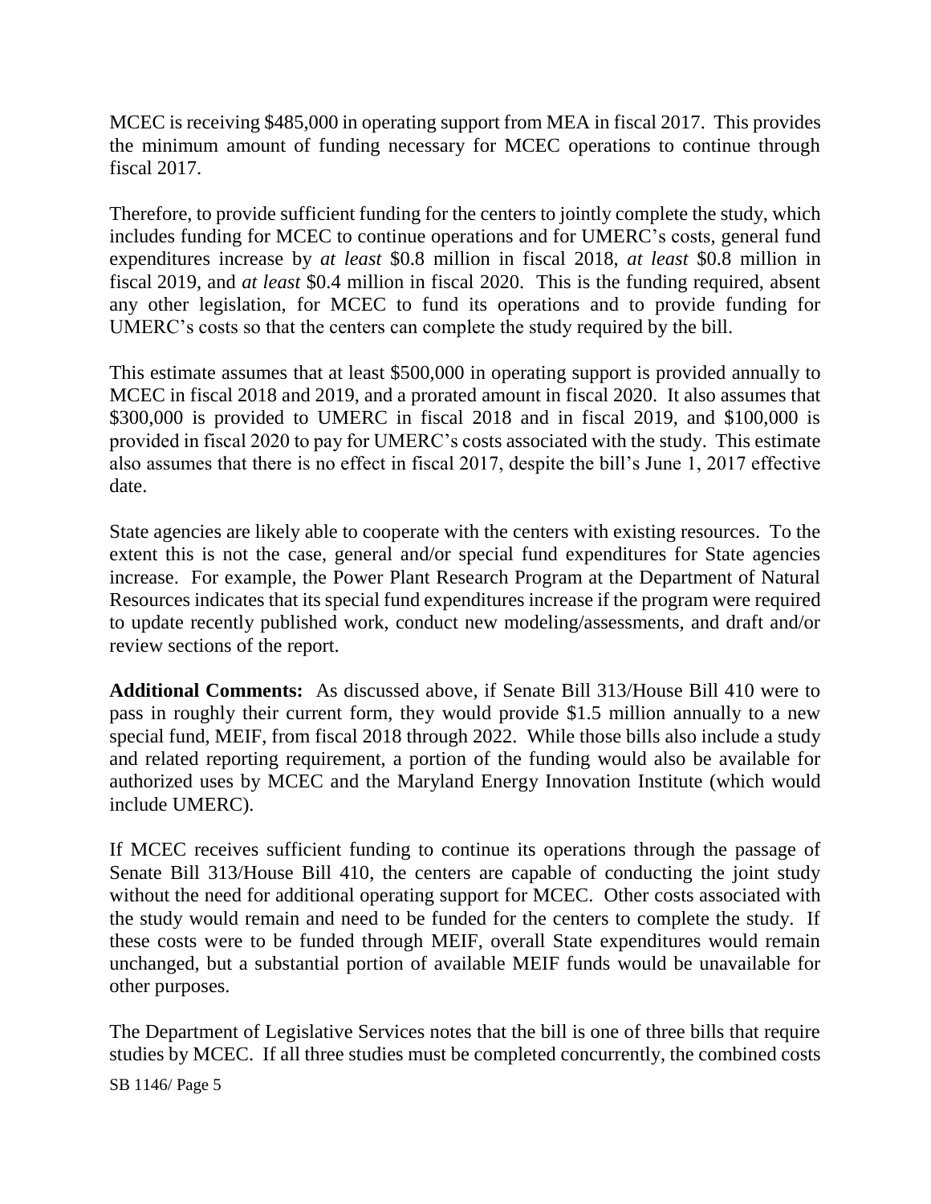MCEC is receiving $485,000 in operating support from MEA in fiscal 2017. This provides the minimum amount of funding necessary for MCEC operations to continue through fiscal 2017.

Therefore, to provide sufficient funding for the centers to jointly complete the study, which includes funding for MCEC to continue operations and for UMERC's costs, general fund expenditures increase by *at least* $0.8 million in fiscal 2018, *at least* $0.8 million in fiscal 2019, and *at least* $0.4 million in fiscal 2020. This is the funding required, absent any other legislation, for MCEC to fund its operations and to provide funding for UMERC's costs so that the centers can complete the study required by the bill.

This estimate assumes that at least $500,000 in operating support is provided annually to MCEC in fiscal 2018 and 2019, and a prorated amount in fiscal 2020. It also assumes that $300,000 is provided to UMERC in fiscal 2018 and in fiscal 2019, and $100,000 is provided in fiscal 2020 to pay for UMERC's costs associated with the study. This estimate also assumes that there is no effect in fiscal 2017, despite the bill's June 1, 2017 effective date.

State agencies are likely able to cooperate with the centers with existing resources. To the extent this is not the case, general and/or special fund expenditures for State agencies increase. For example, the Power Plant Research Program at the Department of Natural Resources indicates that its special fund expenditures increase if the program were required to update recently published work, conduct new modeling/assessments, and draft and/or review sections of the report.

**Additional Comments:** As discussed above, if Senate Bill 313/House Bill 410 were to pass in roughly their current form, they would provide $1.5 million annually to a new special fund, MEIF, from fiscal 2018 through 2022. While those bills also include a study and related reporting requirement, a portion of the funding would also be available for authorized uses by MCEC and the Maryland Energy Innovation Institute (which would include UMERC).

If MCEC receives sufficient funding to continue its operations through the passage of Senate Bill 313/House Bill 410, the centers are capable of conducting the joint study without the need for additional operating support for MCEC. Other costs associated with the study would remain and need to be funded for the centers to complete the study. If these costs were to be funded through MEIF, overall State expenditures would remain unchanged, but a substantial portion of available MEIF funds would be unavailable for other purposes.

The Department of Legislative Services notes that the bill is one of three bills that require studies by MCEC. If all three studies must be completed concurrently, the combined costs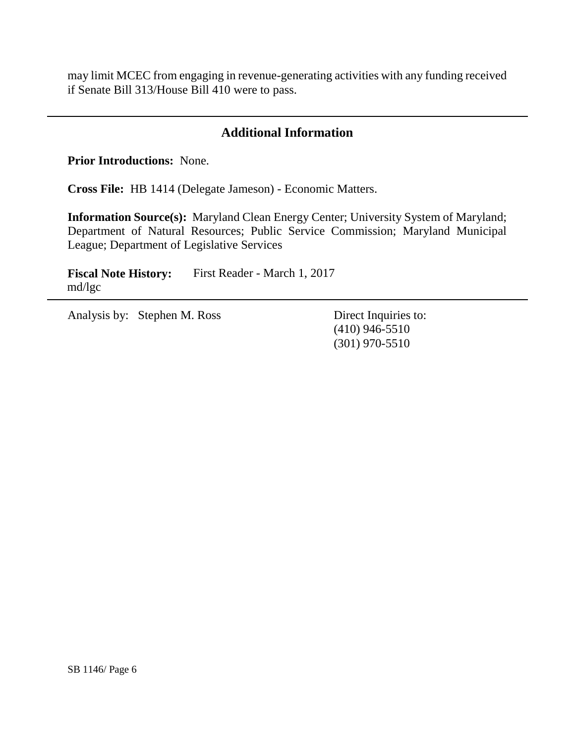may limit MCEC from engaging in revenue-generating activities with any funding received if Senate Bill 313/House Bill 410 were to pass.

## Additional Information

**Prior Introductions:** None.

**Cross File:** HB 1414 (Delegate Jameson) - Economic Matters.

**Information Source(s):** Maryland Clean Energy Center; University System of Maryland; Department of Natural Resources; Public Service Commission; Maryland Municipal League; Department of Legislative Services

**Fiscal Note History:** First Reader - March 1, 2017
md/lgc

Analysis by: Stephen M. Ross

Direct Inquiries to:
(410) 946-5510
(301) 970-5510